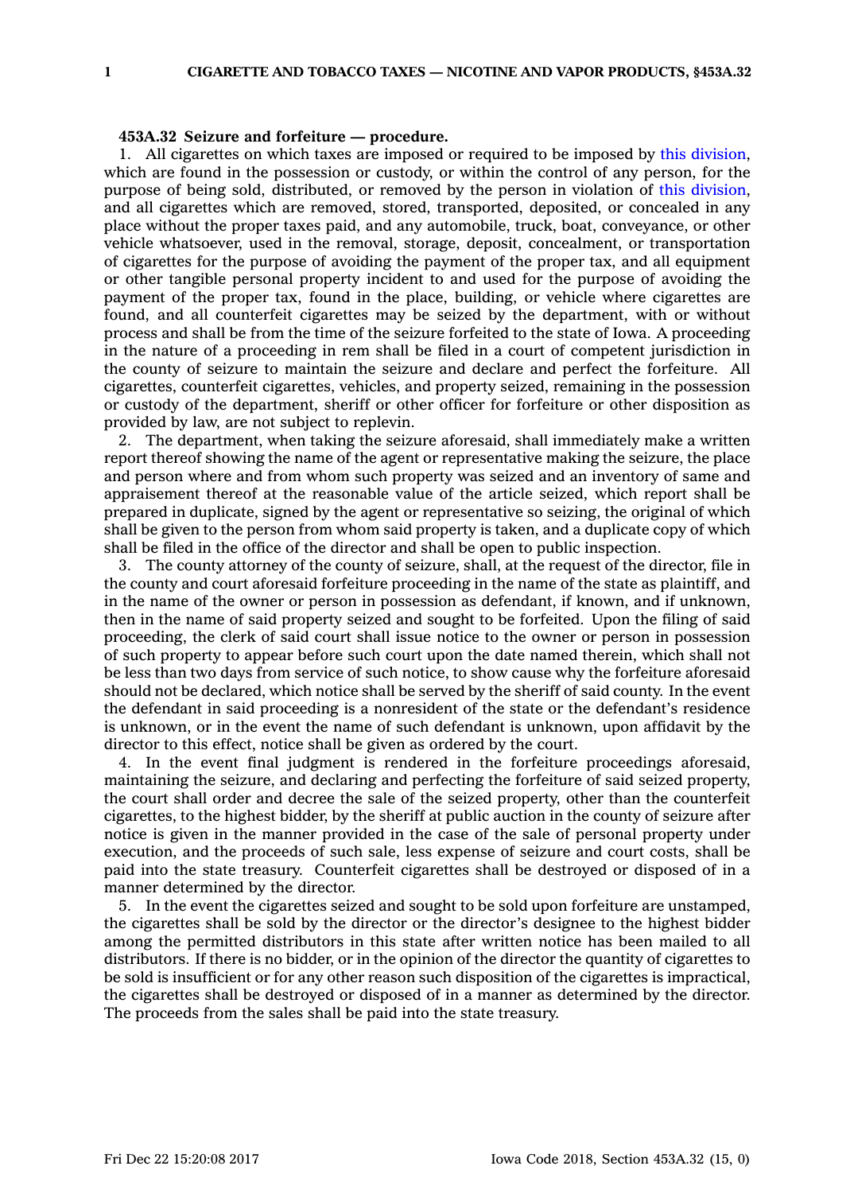**453A.32 Seizure and forfeiture — procedure.**

1. All cigarettes on which taxes are imposed or required to be imposed by this division, which are found in the possession or custody, or within the control of any person, for the purpose of being sold, distributed, or removed by the person in violation of this division, and all cigarettes which are removed, stored, transported, deposited, or concealed in any place without the proper taxes paid, and any automobile, truck, boat, conveyance, or other vehicle whatsoever, used in the removal, storage, deposit, concealment, or transportation of cigarettes for the purpose of avoiding the payment of the proper tax, and all equipment or other tangible personal property incident to and used for the purpose of avoiding the payment of the proper tax, found in the place, building, or vehicle where cigarettes are found, and all counterfeit cigarettes may be seized by the department, with or without process and shall be from the time of the seizure forfeited to the state of Iowa. A proceeding in the nature of a proceeding in rem shall be filed in a court of competent jurisdiction in the county of seizure to maintain the seizure and declare and perfect the forfeiture. All cigarettes, counterfeit cigarettes, vehicles, and property seized, remaining in the possession or custody of the department, sheriff or other officer for forfeiture or other disposition as provided by law, are not subject to replevin.

2. The department, when taking the seizure aforesaid, shall immediately make a written report thereof showing the name of the agent or representative making the seizure, the place and person where and from whom such property was seized and an inventory of same and appraisement thereof at the reasonable value of the article seized, which report shall be prepared in duplicate, signed by the agent or representative so seizing, the original of which shall be given to the person from whom said property is taken, and a duplicate copy of which shall be filed in the office of the director and shall be open to public inspection.

3. The county attorney of the county of seizure, shall, at the request of the director, file in the county and court aforesaid forfeiture proceeding in the name of the state as plaintiff, and in the name of the owner or person in possession as defendant, if known, and if unknown, then in the name of said property seized and sought to be forfeited. Upon the filing of said proceeding, the clerk of said court shall issue notice to the owner or person in possession of such property to appear before such court upon the date named therein, which shall not be less than two days from service of such notice, to show cause why the forfeiture aforesaid should not be declared, which notice shall be served by the sheriff of said county. In the event the defendant in said proceeding is a nonresident of the state or the defendant's residence is unknown, or in the event the name of such defendant is unknown, upon affidavit by the director to this effect, notice shall be given as ordered by the court.

4. In the event final judgment is rendered in the forfeiture proceedings aforesaid, maintaining the seizure, and declaring and perfecting the forfeiture of said seized property, the court shall order and decree the sale of the seized property, other than the counterfeit cigarettes, to the highest bidder, by the sheriff at public auction in the county of seizure after notice is given in the manner provided in the case of the sale of personal property under execution, and the proceeds of such sale, less expense of seizure and court costs, shall be paid into the state treasury. Counterfeit cigarettes shall be destroyed or disposed of in a manner determined by the director.

5. In the event the cigarettes seized and sought to be sold upon forfeiture are unstamped, the cigarettes shall be sold by the director or the director's designee to the highest bidder among the permitted distributors in this state after written notice has been mailed to all distributors. If there is no bidder, or in the opinion of the director the quantity of cigarettes to be sold is insufficient or for any other reason such disposition of the cigarettes is impractical, the cigarettes shall be destroyed or disposed of in a manner as determined by the director. The proceeds from the sales shall be paid into the state treasury.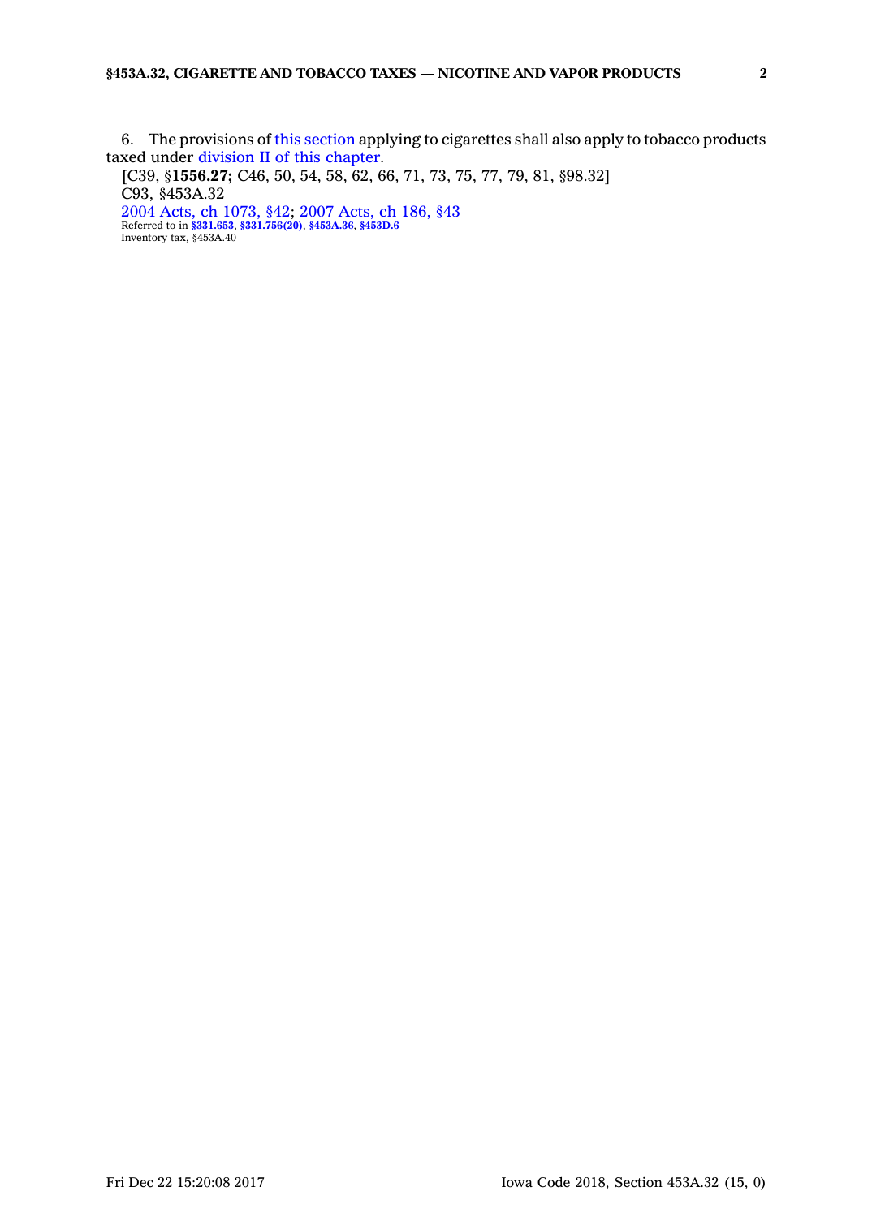6. The provisions of this section applying to cigarettes shall also apply to tobacco products taxed under division II of this chapter.

[C39, §**1556.27;** C46, 50, 54, 58, 62, 66, 71, 73, 75, 77, 79, 81, §98.32]

C93, §453A.32

2004 Acts, ch 1073, §42; 2007 Acts, ch 186, §43

Referred to in **§331.653**, **§331.756(20)**, **§453A.36**, **§453D.6**

Inventory tax, §453A.40